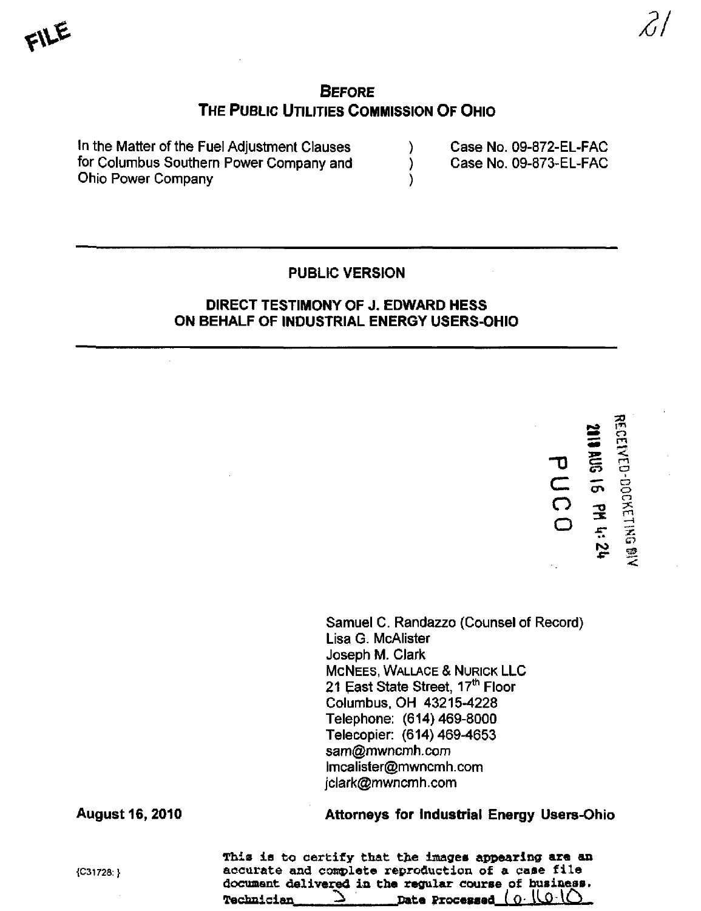FILE

21

**BEFORE**
**THE PUBLIC UTILITIES COMMISSION OF OHIO**

| | | |
|---|---|---|
| In the Matter of the Fuel Adjustment Clauses for Columbus Southern Power Company and Ohio Power Company | ) ) ) | Case No. 09-872-EL-FAC Case No. 09-873-EL-FAC |

---

**PUBLIC VERSION**

**DIRECT TESTIMONY OF J. EDWARD HESS ON BEHALF OF INDUSTRIAL ENERGY USERS-OHIO**

---

RECEIVED-DOCKETING DIV
2010 AUG 16 PM 4:24
PUCO

Samuel C. Randazzo (Counsel of Record)
Lisa G. McAlister
Joseph M. Clark
McNEES, WALLACE & NURICK LLC
21 East State Street, 17th Floor
Columbus, OH 43215-4228
Telephone: (614) 469-8000
Telecopier: (614) 469-4653
sam@mwncmh.com
lmcalister@mwncmh.com
jclark@mwncmh.com

**August 16, 2010**

**Attorneys for Industrial Energy Users-Ohio**

{C31728: }

This is to certify that the images appearing are an accurate and complete reproduction of a case file document delivered in the regular course of business.
Technician \_\_\_\_\_ Date Processed 8-16-10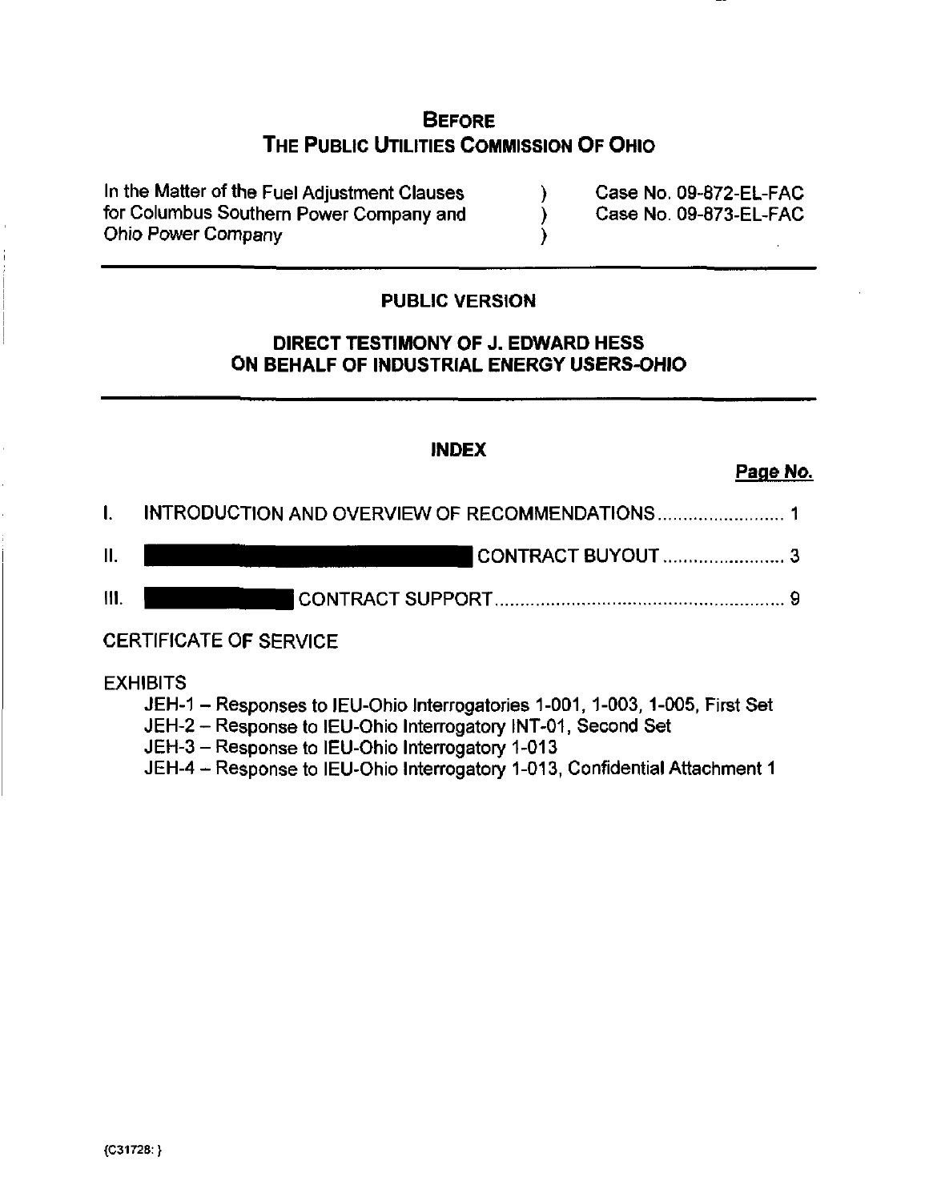# BEFORE
# THE PUBLIC UTILITIES COMMISSION OF OHIO

| | | |
|---|---|---|
| In the Matter of the Fuel Adjustment Clauses for Columbus Southern Power Company and Ohio Power Company | ) ) ) | Case No. 09-872-EL-FAC Case No. 09-873-EL-FAC |

---

**PUBLIC VERSION**

**DIRECT TESTIMONY OF J. EDWARD HESS ON BEHALF OF INDUSTRIAL ENERGY USERS-OHIO**

---

**INDEX**

**Page No.**

I. INTRODUCTION AND OVERVIEW OF RECOMMENDATIONS ......................... 1

II. ██████████████████████ CONTRACT BUYOUT ........................ 3

III. ██████████ CONTRACT SUPPORT ......................................................... 9

CERTIFICATE OF SERVICE

EXHIBITS

- JEH-1 – Responses to IEU-Ohio Interrogatories 1-001, 1-003, 1-005, First Set
- JEH-2 – Response to IEU-Ohio Interrogatory INT-01, Second Set
- JEH-3 – Response to IEU-Ohio Interrogatory 1-013
- JEH-4 – Response to IEU-Ohio Interrogatory 1-013, Confidential Attachment 1

{C31728: }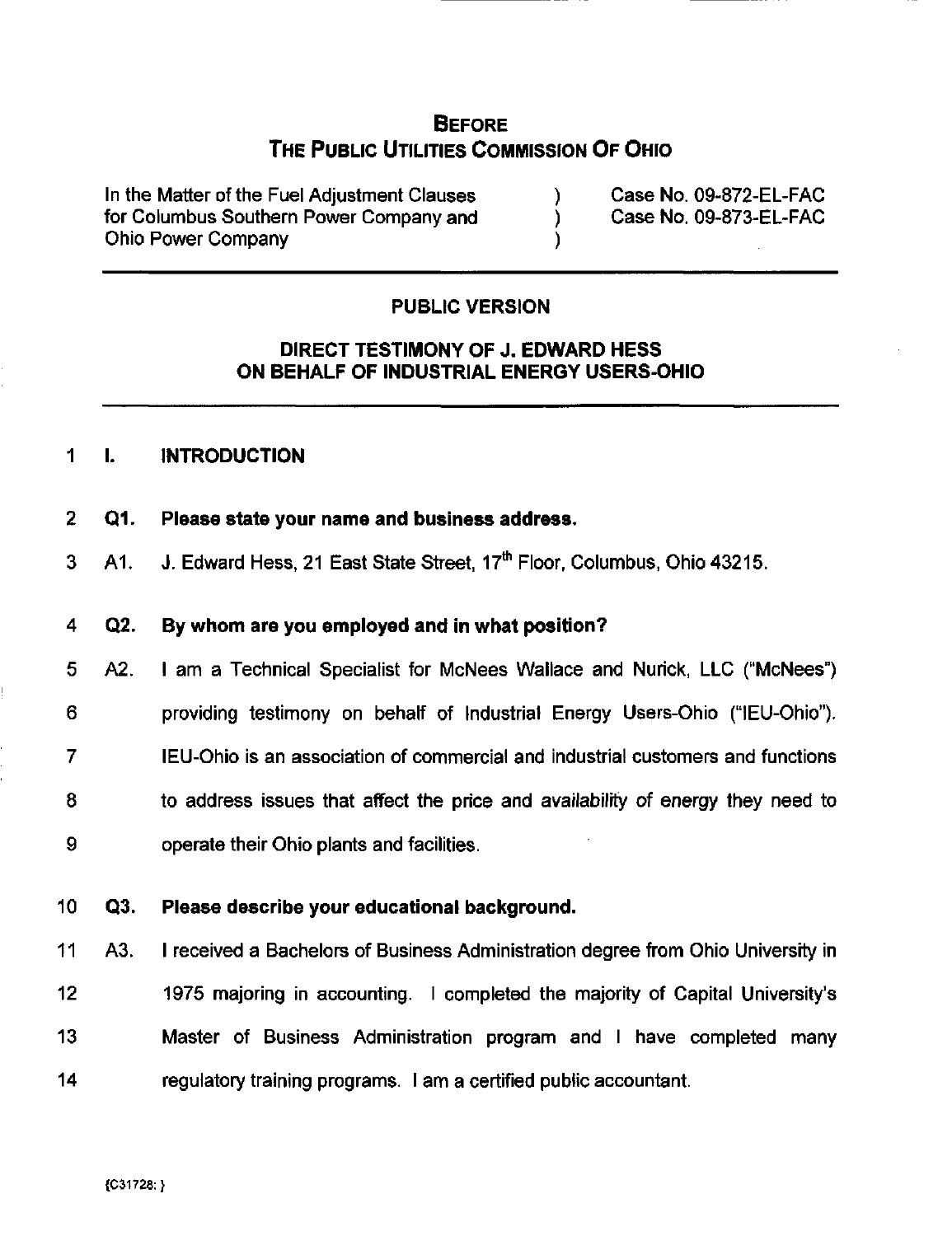# BEFORE
# THE PUBLIC UTILITIES COMMISSION OF OHIO

| | | |
|---|---|---|
| In the Matter of the Fuel Adjustment Clauses for Columbus Southern Power Company and Ohio Power Company | ) ) ) | Case No. 09-872-EL-FAC Case No. 09-873-EL-FAC |

## PUBLIC VERSION

## DIRECT TESTIMONY OF J. EDWARD HESS ON BEHALF OF INDUSTRIAL ENERGY USERS-OHIO

1 **I. INTRODUCTION**

2 **Q1. Please state your name and business address.**

3 A1. J. Edward Hess, 21 East State Street, 17th Floor, Columbus, Ohio 43215.

4 **Q2. By whom are you employed and in what position?**

5 A2. I am a Technical Specialist for McNees Wallace and Nurick, LLC ("McNees")
6 providing testimony on behalf of Industrial Energy Users-Ohio ("IEU-Ohio").
7 IEU-Ohio is an association of commercial and industrial customers and functions
8 to address issues that affect the price and availability of energy they need to
9 operate their Ohio plants and facilities.

10 **Q3. Please describe your educational background.**

11 A3. I received a Bachelors of Business Administration degree from Ohio University in
12 1975 majoring in accounting. I completed the majority of Capital University's
13 Master of Business Administration program and I have completed many
14 regulatory training programs. I am a certified public accountant.

{C31728: }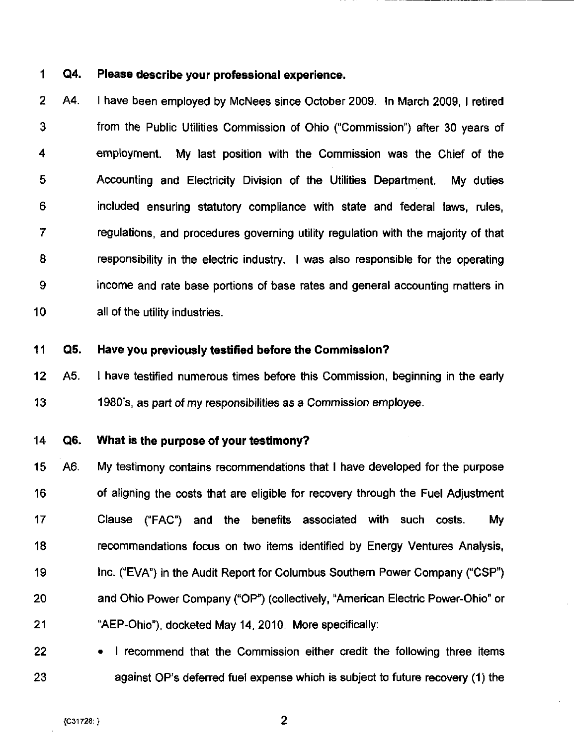**Q4. Please describe your professional experience.**

A4. I have been employed by McNees since October 2009. In March 2009, I retired from the Public Utilities Commission of Ohio ("Commission") after 30 years of employment. My last position with the Commission was the Chief of the Accounting and Electricity Division of the Utilities Department. My duties included ensuring statutory compliance with state and federal laws, rules, regulations, and procedures governing utility regulation with the majority of that responsibility in the electric industry. I was also responsible for the operating income and rate base portions of base rates and general accounting matters in all of the utility industries.

**Q5. Have you previously testified before the Commission?**

A5. I have testified numerous times before this Commission, beginning in the early 1980's, as part of my responsibilities as a Commission employee.

**Q6. What is the purpose of your testimony?**

A6. My testimony contains recommendations that I have developed for the purpose of aligning the costs that are eligible for recovery through the Fuel Adjustment Clause ("FAC") and the benefits associated with such costs. My recommendations focus on two items identified by Energy Ventures Analysis, Inc. ("EVA") in the Audit Report for Columbus Southern Power Company ("CSP") and Ohio Power Company ("OP") (collectively, "American Electric Power-Ohio" or "AEP-Ohio"), docketed May 14, 2010. More specifically:

- I recommend that the Commission either credit the following three items against OP's deferred fuel expense which is subject to future recovery (1) the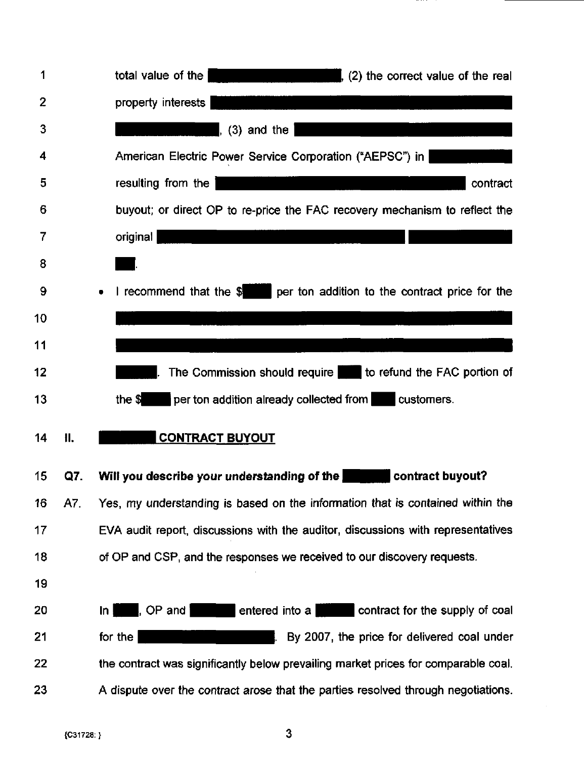total value of the [REDACTED], (2) the correct value of the real property interests [REDACTED] [REDACTED], (3) and the [REDACTED] American Electric Power Service Corporation ("AEPSC") in [REDACTED] resulting from the [REDACTED] contract buyout; or direct OP to re-price the FAC recovery mechanism to reflect the original [REDACTED] [REDACTED] [REDACTED].

- I recommend that the $[REDACTED] per ton addition to the contract price for the [REDACTED] [REDACTED] [REDACTED]. The Commission should require [REDACTED] to refund the FAC portion of the $[REDACTED] per ton addition already collected from [REDACTED] customers.

## II. [REDACTED] CONTRACT BUYOUT

**Q7. Will you describe your understanding of the [REDACTED] contract buyout?**

A7. Yes, my understanding is based on the information that is contained within the EVA audit report, discussions with the auditor, discussions with representatives of OP and CSP, and the responses we received to our discovery requests.

In [REDACTED], OP and [REDACTED] entered into a [REDACTED] contract for the supply of coal for the [REDACTED]. By 2007, the price for delivered coal under the contract was significantly below prevailing market prices for comparable coal. A dispute over the contract arose that the parties resolved through negotiations.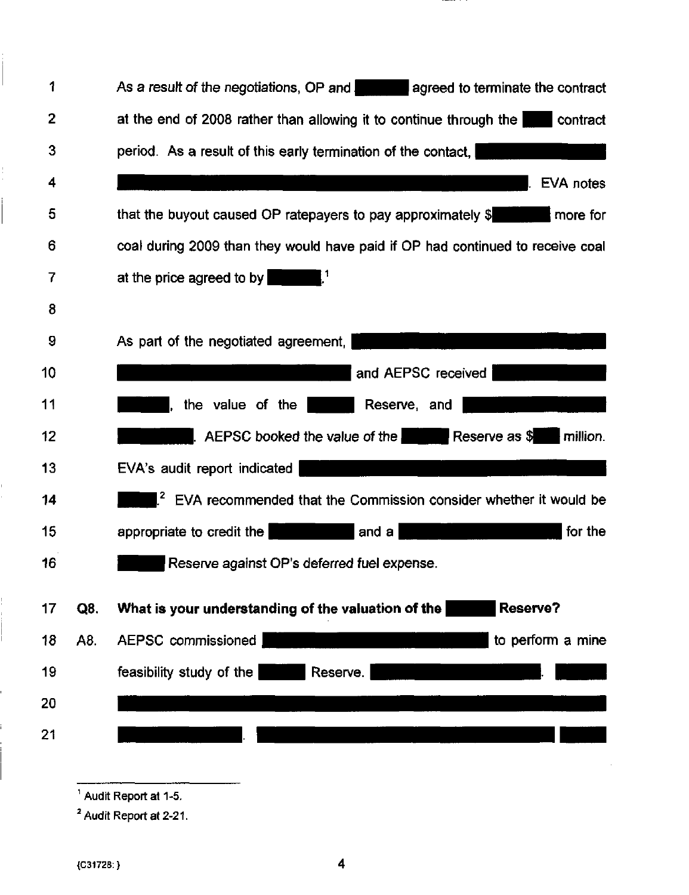As a result of the negotiations, OP and ███████ agreed to terminate the contract at the end of 2008 rather than allowing it to continue through the ████ contract period. As a result of this early termination of the contact, ████████████████████████████████████████████████████████. EVA notes that the buyout caused OP ratepayers to pay approximately $██████ more for coal during 2009 than they would have paid if OP had continued to receive coal at the price agreed to by ██████.[1]

As part of the negotiated agreement, ████████████████████████████████████████████ and AEPSC received ████████████ ██████, the value of the ██████ Reserve, and ████████████████ ████████. AEPSC booked the value of the ██████ Reserve as $████ million. EVA's audit report indicated ████████████████████████████████████████ █████.[2] EVA recommended that the Commission consider whether it would be appropriate to credit the ████████ and a ████████████████████ for the ██████ Reserve against OP's deferred fuel expense.

**Q8. What is your understanding of the valuation of the ██████ Reserve?**

A8. AEPSC commissioned ██████████████████████████ to perform a mine feasibility study of the ██████ Reserve. ████████████████████. ██████ ████████████████████████████████████████████████████████████████ ████████████. ████████████████████████████████████████████ ██████

[1] Audit Report at 1-5.

[2] Audit Report at 2-21.

{C31728: }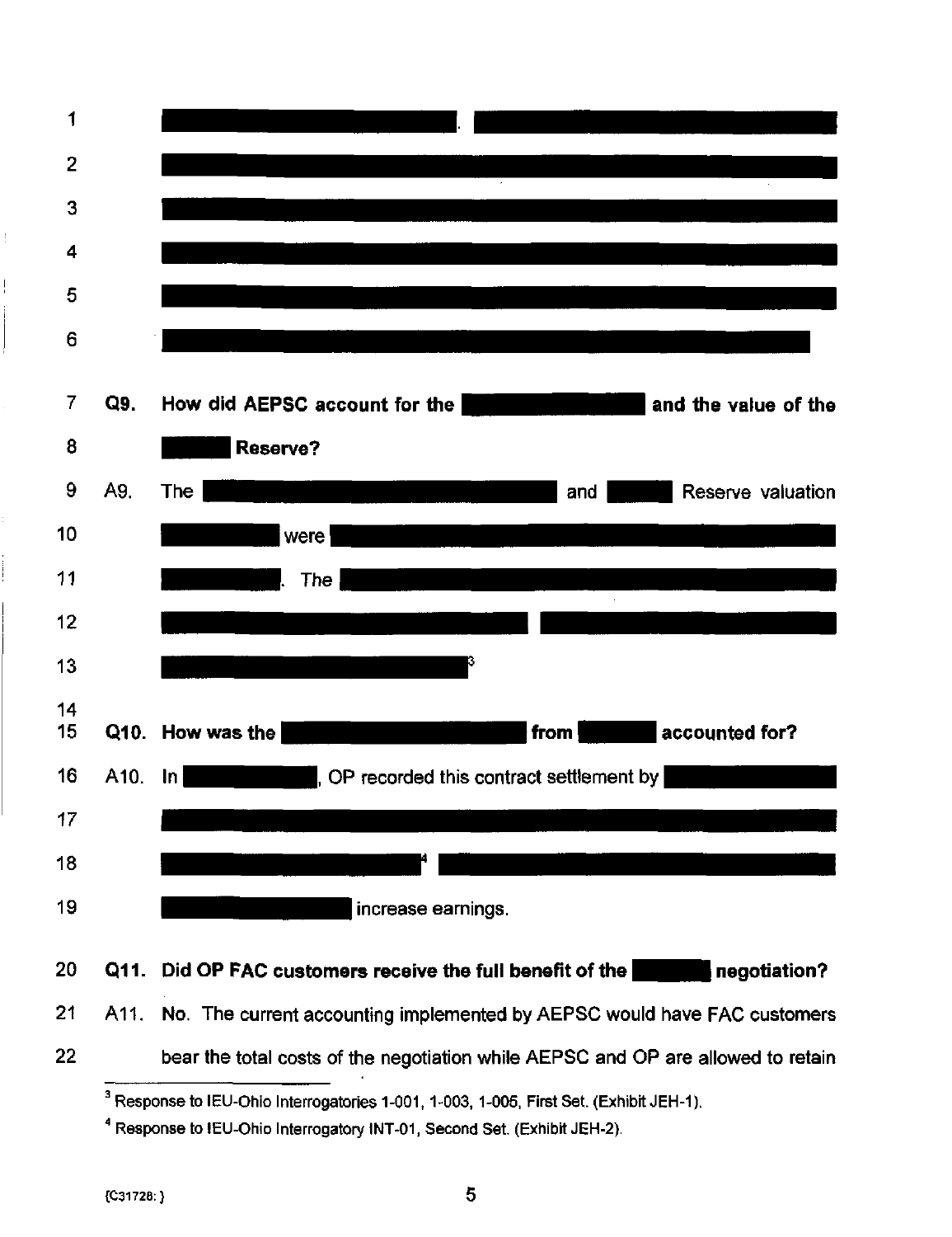**Q9. How did AEPSC account for the and the value of the Reserve?**

A9. The and Reserve valuation were . The [3]

**Q10. How was the from accounted for?**

A10. In , OP recorded this contract settlement by [4] increase earnings.

**Q11. Did OP FAC customers receive the full benefit of the negotiation?**

A11. No. The current accounting implemented by AEPSC would have FAC customers bear the total costs of the negotiation while AEPSC and OP are allowed to retain

---

[3] Response to IEU-Ohio Interrogatories 1-001, 1-003, 1-005, First Set. (Exhibit JEH-1).

[4] Response to IEU-Ohio Interrogatory INT-01, Second Set. (Exhibit JEH-2).

{C31728: }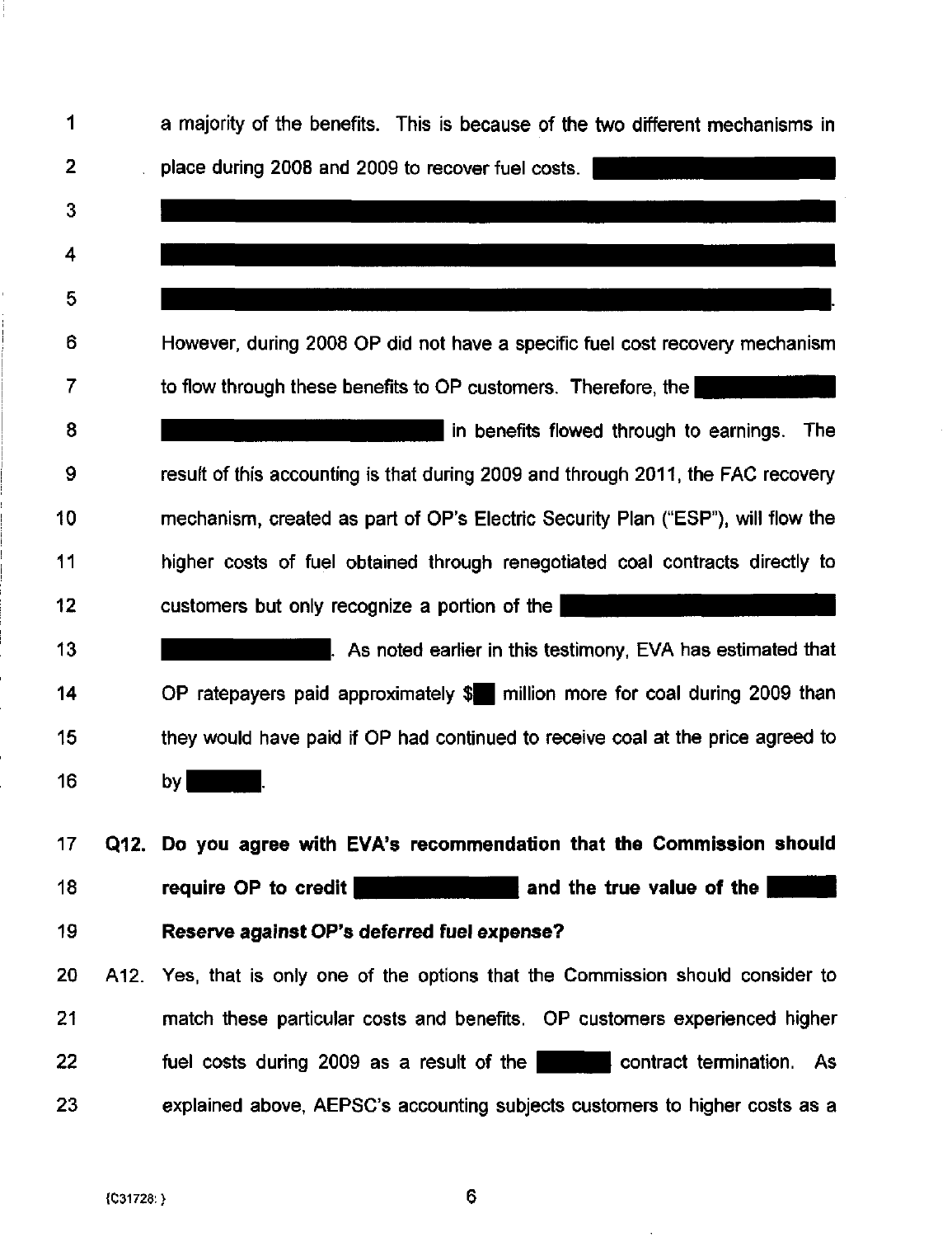a majority of the benefits. This is because of the two different mechanisms in place during 2008 and 2009 to recover fuel costs. [REDACTED]

However, during 2008 OP did not have a specific fuel cost recovery mechanism to flow through these benefits to OP customers. Therefore, the [REDACTED] in benefits flowed through to earnings. The result of this accounting is that during 2009 and through 2011, the FAC recovery mechanism, created as part of OP's Electric Security Plan ("ESP"), will flow the higher costs of fuel obtained through renegotiated coal contracts directly to customers but only recognize a portion of the [REDACTED]. As noted earlier in this testimony, EVA has estimated that OP ratepayers paid approximately $[REDACTED] million more for coal during 2009 than they would have paid if OP had continued to receive coal at the price agreed to by [REDACTED].

**Q12. Do you agree with EVA's recommendation that the Commission should require OP to credit [REDACTED] and the true value of the [REDACTED] Reserve against OP's deferred fuel expense?**

A12. Yes, that is only one of the options that the Commission should consider to match these particular costs and benefits. OP customers experienced higher fuel costs during 2009 as a result of the [REDACTED] contract termination. As explained above, AEPSC's accounting subjects customers to higher costs as a

{C31728: }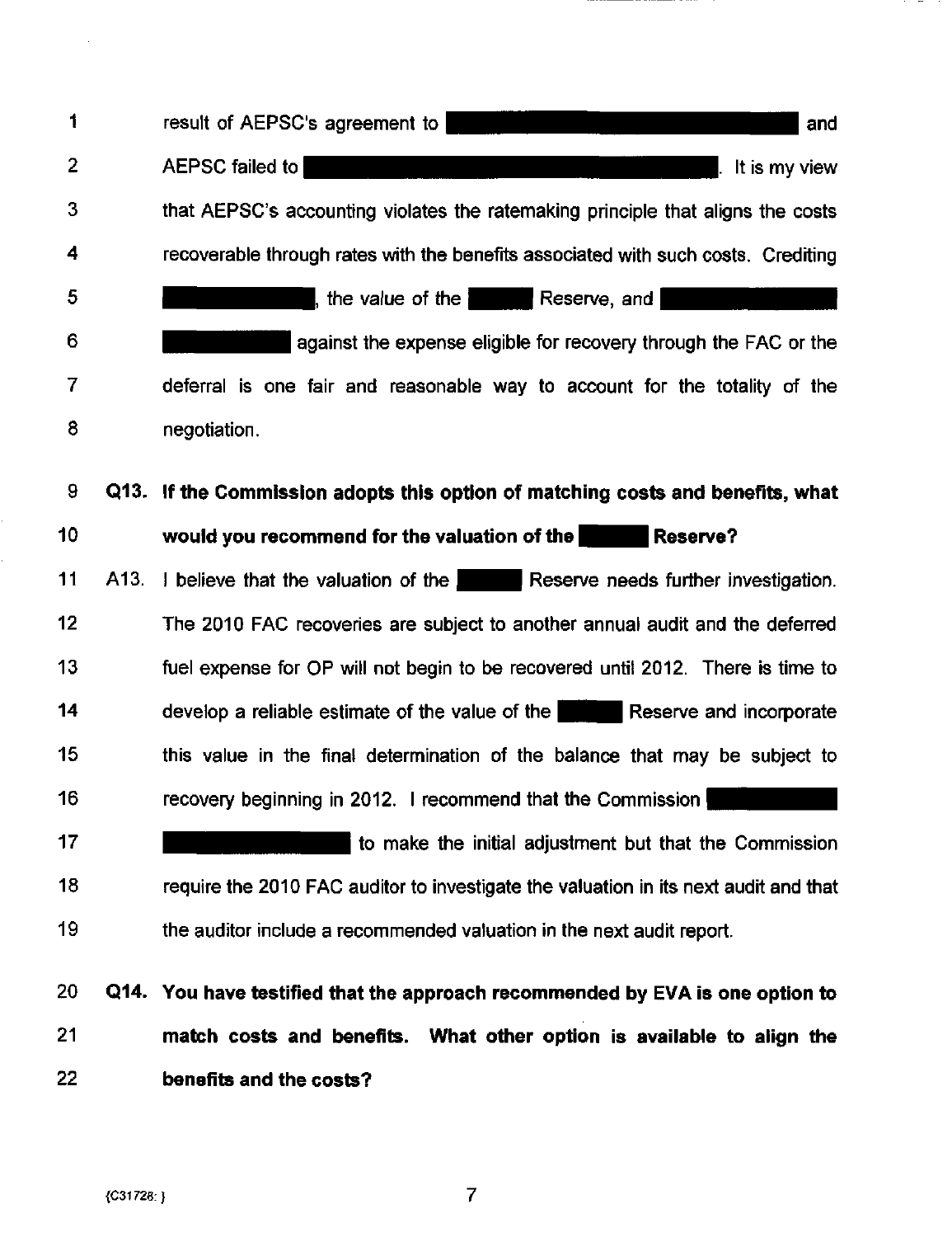result of AEPSC's agreement to [REDACTED] and AEPSC failed to [REDACTED]. It is my view that AEPSC's accounting violates the ratemaking principle that aligns the costs recoverable through rates with the benefits associated with such costs. Crediting [REDACTED], the value of the [REDACTED] Reserve, and [REDACTED] against the expense eligible for recovery through the FAC or the deferral is one fair and reasonable way to account for the totality of the negotiation.

**Q13. If the Commission adopts this option of matching costs and benefits, what would you recommend for the valuation of the [REDACTED] Reserve?**

A13. I believe that the valuation of the [REDACTED] Reserve needs further investigation. The 2010 FAC recoveries are subject to another annual audit and the deferred fuel expense for OP will not begin to be recovered until 2012. There is time to develop a reliable estimate of the value of the [REDACTED] Reserve and incorporate this value in the final determination of the balance that may be subject to recovery beginning in 2012. I recommend that the Commission [REDACTED] to make the initial adjustment but that the Commission require the 2010 FAC auditor to investigate the valuation in its next audit and that the auditor include a recommended valuation in the next audit report.

**Q14. You have testified that the approach recommended by EVA is one option to match costs and benefits. What other option is available to align the benefits and the costs?**

{C31728: }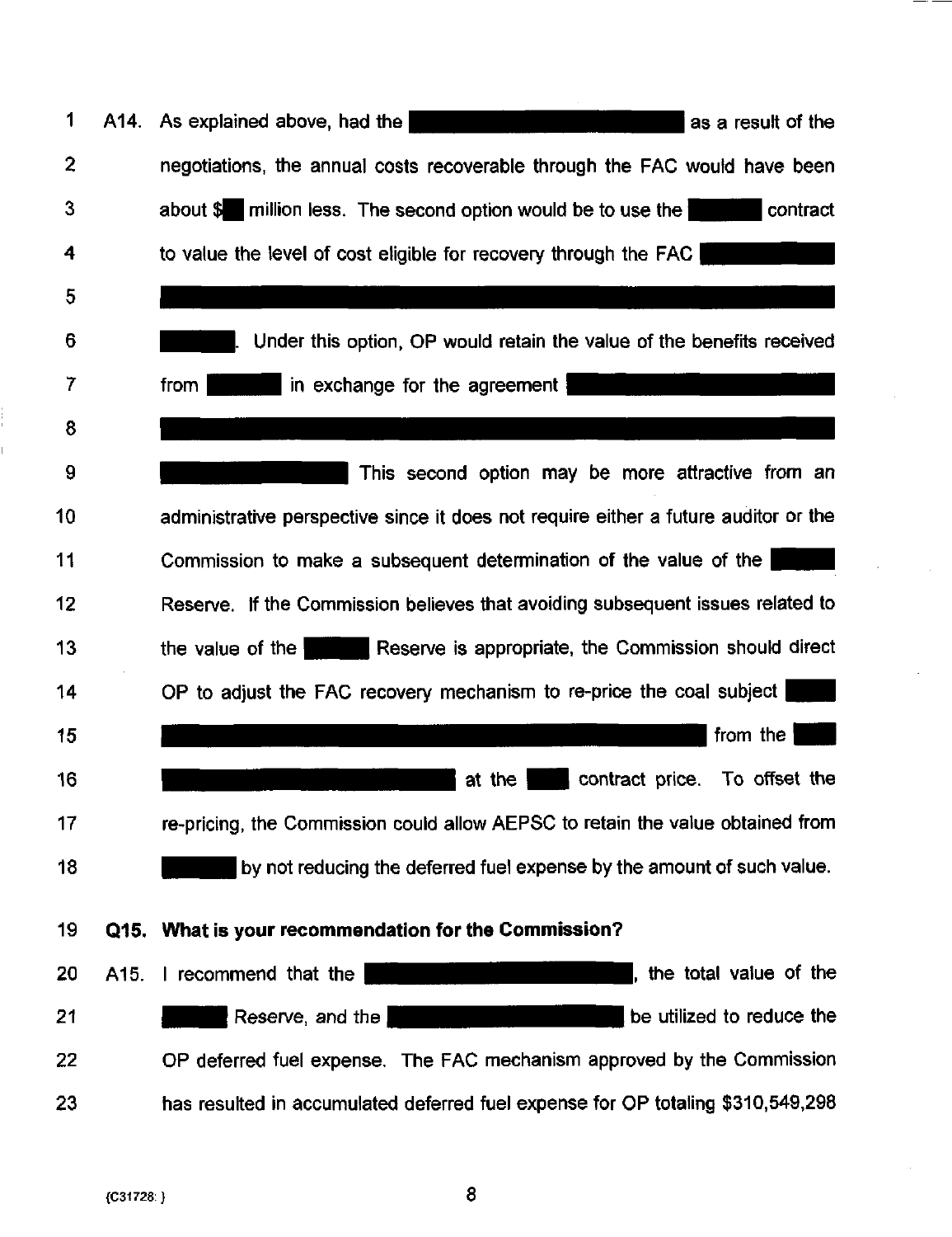A14. As explained above, had the [REDACTED] as a result of the negotiations, the annual costs recoverable through the FAC would have been about $[REDACTED] million less. The second option would be to use the [REDACTED] contract to value the level of cost eligible for recovery through the FAC [REDACTED] [REDACTED] [REDACTED]. Under this option, OP would retain the value of the benefits received from [REDACTED] in exchange for the agreement [REDACTED] [REDACTED] [REDACTED] This second option may be more attractive from an administrative perspective since it does not require either a future auditor or the Commission to make a subsequent determination of the value of the [REDACTED] Reserve. If the Commission believes that avoiding subsequent issues related to the value of the [REDACTED] Reserve is appropriate, the Commission should direct OP to adjust the FAC recovery mechanism to re-price the coal subject [REDACTED] [REDACTED] from the [REDACTED] [REDACTED] at the [REDACTED] contract price. To offset the re-pricing, the Commission could allow AEPSC to retain the value obtained from [REDACTED] by not reducing the deferred fuel expense by the amount of such value.

**Q15. What is your recommendation for the Commission?**

A15. I recommend that the [REDACTED], the total value of the [REDACTED] Reserve, and the [REDACTED] be utilized to reduce the OP deferred fuel expense. The FAC mechanism approved by the Commission has resulted in accumulated deferred fuel expense for OP totaling $310,549,298

{C31728: }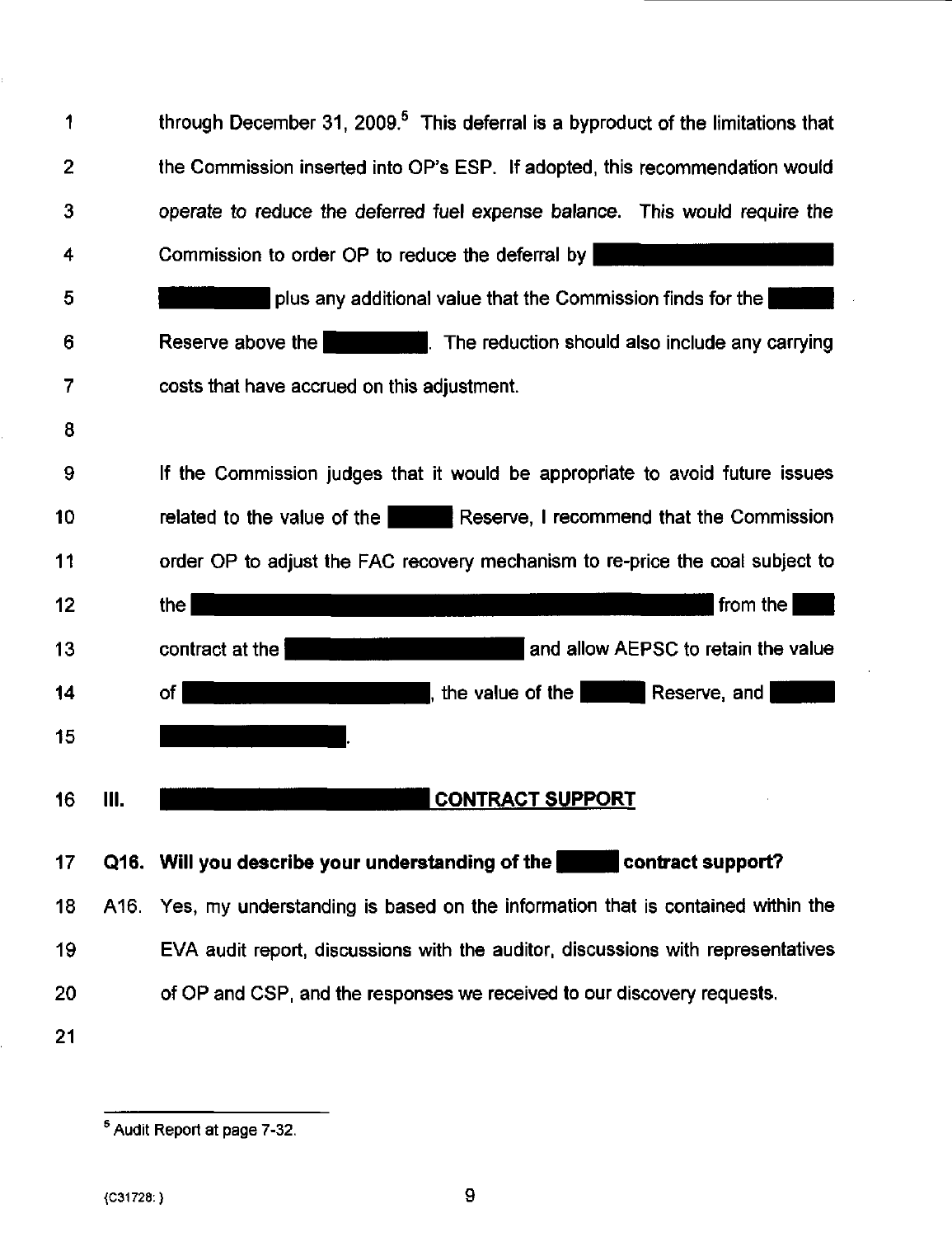through December 31, 2009.[5] This deferral is a byproduct of the limitations that the Commission inserted into OP's ESP. If adopted, this recommendation would operate to reduce the deferred fuel expense balance. This would require the Commission to order OP to reduce the deferral by ██████████ ██████ plus any additional value that the Commission finds for the ████ Reserve above the ██████. The reduction should also include any carrying costs that have accrued on this adjustment.

If the Commission judges that it would be appropriate to avoid future issues related to the value of the ████ Reserve, I recommend that the Commission order OP to adjust the FAC recovery mechanism to re-price the coal subject to the ██████████████████████ from the ██ contract at the ██████████ and allow AEPSC to retain the value of ██████████, the value of the ████ Reserve, and ████ ████████.

## III. ██████████ CONTRACT SUPPORT

**Q16. Will you describe your understanding of the ████ contract support?**

A16. Yes, my understanding is based on the information that is contained within the EVA audit report, discussions with the auditor, discussions with representatives of OP and CSP, and the responses we received to our discovery requests.

---

[5] Audit Report at page 7-32.

{C31728: }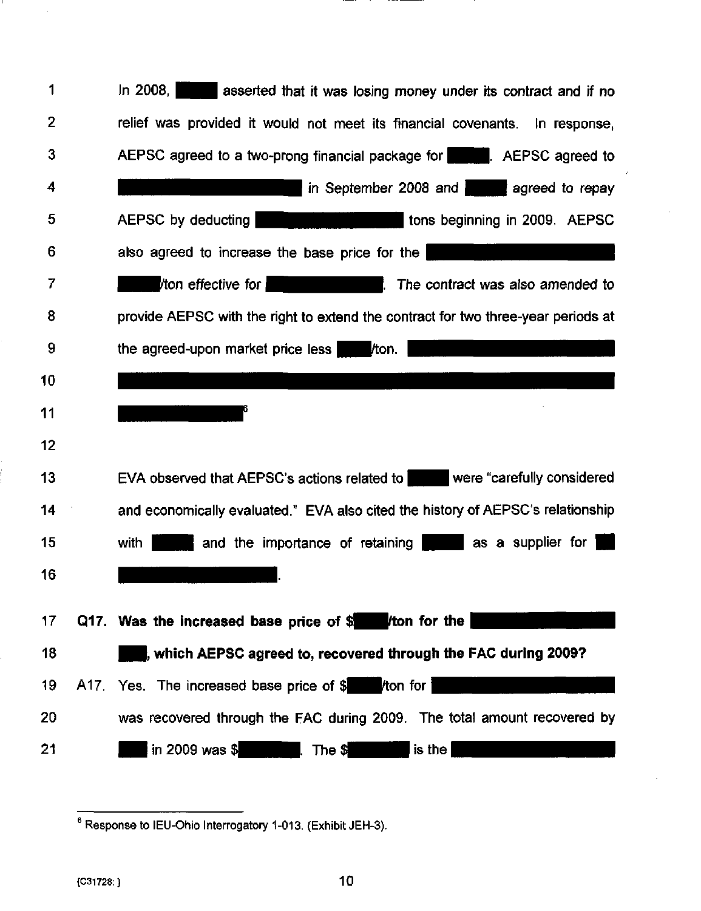In 2008, ██████ asserted that it was losing money under its contract and if no relief was provided it would not meet its financial covenants. In response, AEPSC agreed to a two-prong financial package for ██████. AEPSC agreed to ████████████████████ in September 2008 and ██████ agreed to repay AEPSC by deducting ████████████████ tons beginning in 2009. AEPSC also agreed to increase the base price for the ████████████████████ ██████/ton effective for ████████████. *The contract was also amended to* provide AEPSC with the right to extend the contract for two three-year periods at the agreed-upon market price less ████/ton. ████████████████████ ████████████████████████████████████████ ████████████[6]

EVA observed that AEPSC's actions related to ██████ were "carefully considered and economically evaluated." EVA also cited the history of AEPSC's relationship with ██████ and the importance of retaining ██████ as a supplier for ██ ████████████████.

**Q17. Was the increased base price of $████/ton for the ████████████████ ███, which AEPSC agreed to, recovered through the FAC during 2009?**

A17. Yes. The increased base price of $████/ton for ████████████████ was recovered through the FAC during 2009. The total amount recovered by ███ in 2009 was $███████. The $███████ is the ████████████████

[6] Response to IEU-Ohio Interrogatory 1-013. (Exhibit JEH-3).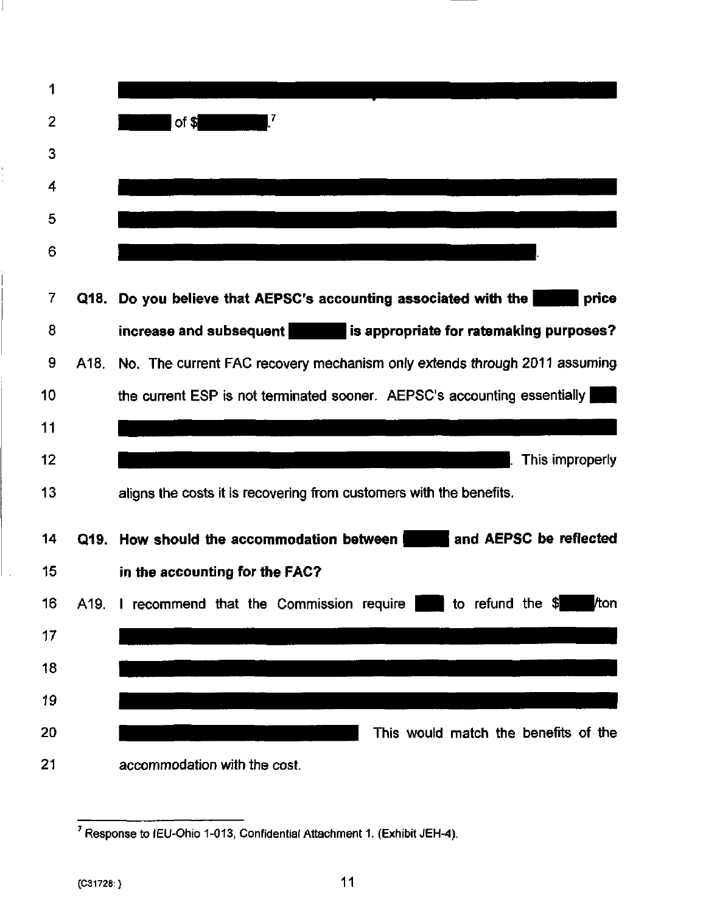of $.[7]

**Q18. Do you believe that AEPSC's accounting associated with the price increase and subsequent is appropriate for ratemaking purposes?**

A18. No. The current FAC recovery mechanism only extends through 2011 assuming the current ESP is not terminated sooner. AEPSC's accounting essentially . This improperly aligns the costs it is recovering from customers with the benefits.

**Q19. How should the accommodation between and AEPSC be reflected in the accounting for the FAC?**

A19. I recommend that the Commission require to refund the $/ton This would match the benefits of the accommodation with the cost.

---

[7] Response to IEU-Ohio 1-013, Confidential Attachment 1. (Exhibit JEH-4).

{C31728: }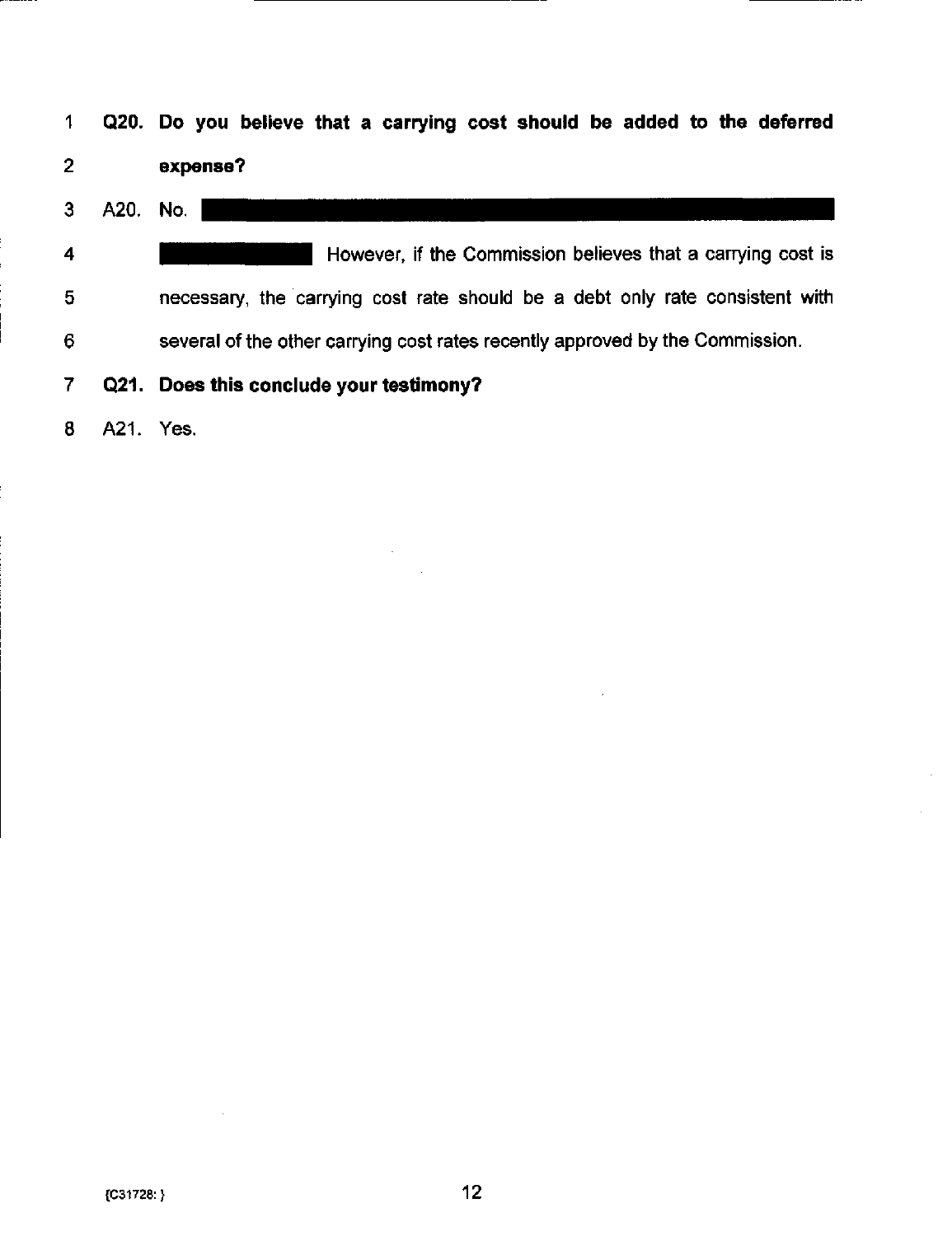**Q20. Do you believe that a carrying cost should be added to the deferred expense?**

A20. No. ████████████████████████████████████████ ██████████ However, if the Commission believes that a carrying cost is necessary, the carrying cost rate should be a debt only rate consistent with several of the other carrying cost rates recently approved by the Commission.

**Q21. Does this conclude your testimony?**

A21. Yes.

{C31728: }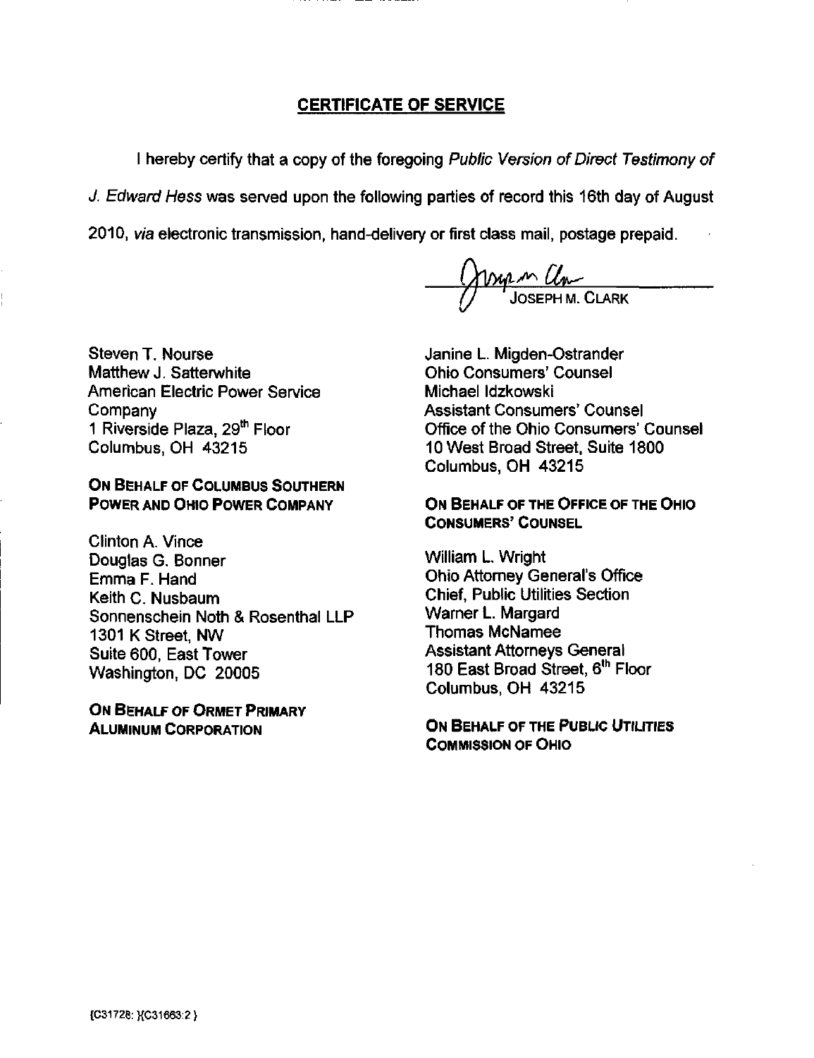## CERTIFICATE OF SERVICE

I hereby certify that a copy of the foregoing *Public Version of Direct Testimony of J. Edward Hess* was served upon the following parties of record this 16th day of August 2010, *via* electronic transmission, hand-delivery or first class mail, postage prepaid.

JOSEPH M. CLARK

Steven T. Nourse
Matthew J. Satterwhite
American Electric Power Service Company
1 Riverside Plaza, 29th Floor
Columbus, OH 43215

**ON BEHALF OF COLUMBUS SOUTHERN POWER AND OHIO POWER COMPANY**

Clinton A. Vince
Douglas G. Bonner
Emma F. Hand
Keith C. Nusbaum
Sonnenschein Noth & Rosenthal LLP
1301 K Street, NW
Suite 600, East Tower
Washington, DC 20005

**ON BEHALF OF ORMET PRIMARY ALUMINUM CORPORATION**

Janine L. Migden-Ostrander
Ohio Consumers' Counsel
Michael Idzkowski
Assistant Consumers' Counsel
Office of the Ohio Consumers' Counsel
10 West Broad Street, Suite 1800
Columbus, OH 43215

**ON BEHALF OF THE OFFICE OF THE OHIO CONSUMERS' COUNSEL**

William L. Wright
Ohio Attorney General's Office
Chief, Public Utilities Section
Warner L. Margard
Thomas McNamee
Assistant Attorneys General
180 East Broad Street, 6th Floor
Columbus, OH 43215

**ON BEHALF OF THE PUBLIC UTILITIES COMMISSION OF OHIO**

{C31728: }{C31663:2 }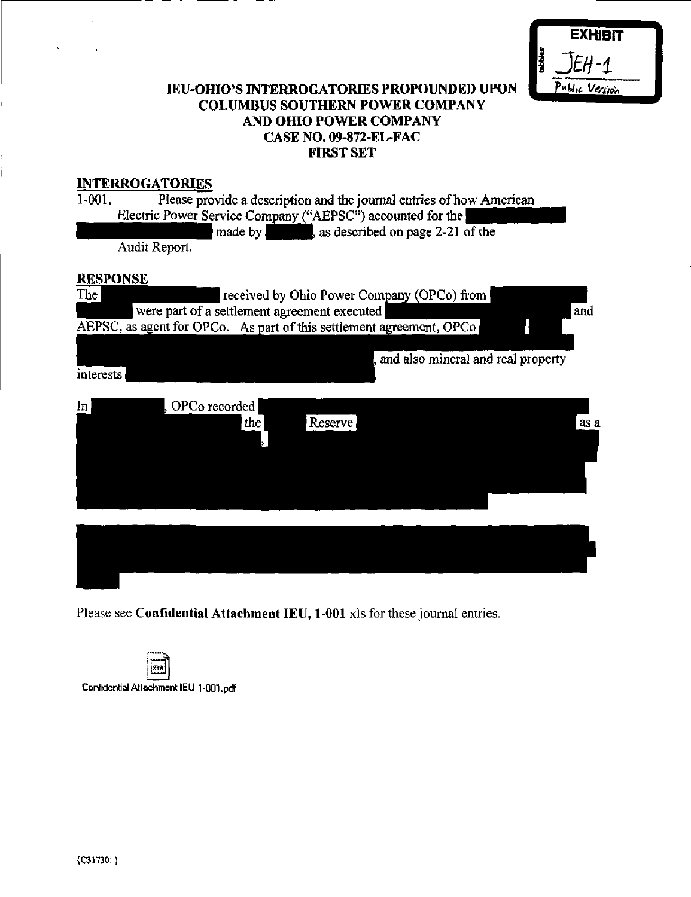EXHIBIT JEH-1 Public Version

# IEU-OHIO'S INTERROGATORIES PROPOUNDED UPON COLUMBUS SOUTHERN POWER COMPANY AND OHIO POWER COMPANY CASE NO. 09-872-EL-FAC FIRST SET

## INTERROGATORIES

1-001. Please provide a description and the journal entries of how American Electric Power Service Company ("AEPSC") accounted for the [REDACTED] made by [REDACTED], as described on page 2-21 of the Audit Report.

## RESPONSE

The [REDACTED] received by Ohio Power Company (OPCo) from [REDACTED] were part of a settlement agreement executed [REDACTED] and AEPSC, as agent for OPCo. As part of this settlement agreement, OPCo [REDACTED], and also mineral and real property interests [REDACTED].

In [REDACTED], OPCo recorded [REDACTED] the [REDACTED] Reserve [REDACTED] as a [REDACTED]

[REDACTED]

Please see **Confidential Attachment IEU, 1-001**.xls for these journal entries.

Confidential Attachment IEU 1-001.pdf

{C31730: }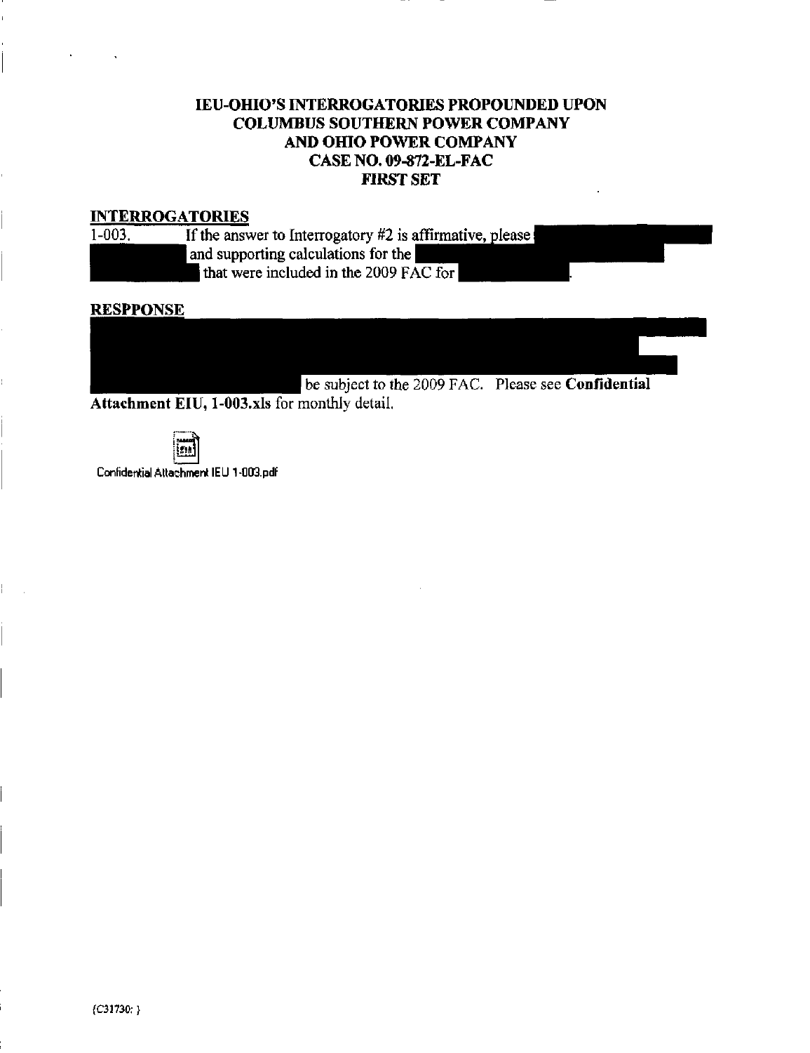**IEU-OHIO'S INTERROGATORIES PROPOUNDED UPON COLUMBUS SOUTHERN POWER COMPANY AND OHIO POWER COMPANY CASE NO. 09-872-EL-FAC FIRST SET**

**INTERROGATORIES**

1-003. If the answer to Interrogatory #2 is affirmative, please [REDACTED] and supporting calculations for the [REDACTED] that were included in the 2009 FAC for [REDACTED].

**RESPPONSE**

[REDACTED] be subject to the 2009 FAC. Please see **Confidential Attachment EIU, 1-003.xls** for monthly detail.

Confidential Attachment IEU 1-003.pdf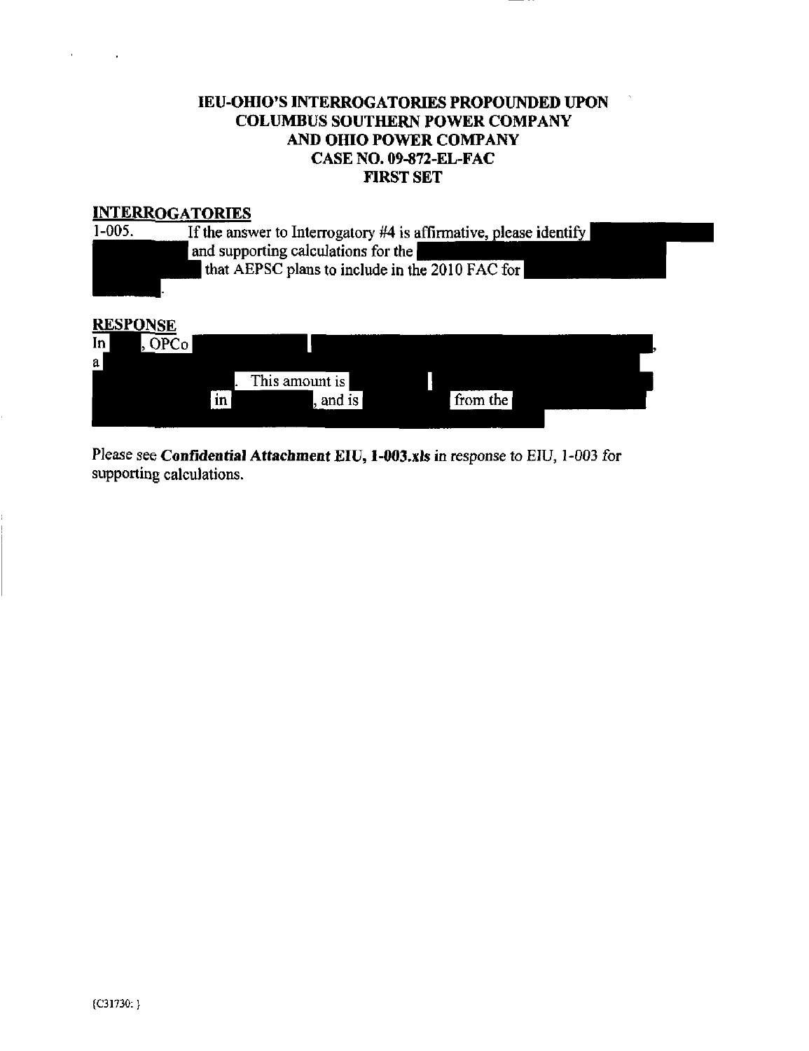**IEU-OHIO'S INTERROGATORIES PROPOUNDED UPON COLUMBUS SOUTHERN POWER COMPANY AND OHIO POWER COMPANY CASE NO. 09-872-EL-FAC FIRST SET**

**INTERROGATORIES**

1-005. If the answer to Interrogatory #4 is affirmative, please identify [REDACTED] and supporting calculations for the [REDACTED] that AEPSC plans to include in the 2010 FAC for [REDACTED].

**RESPONSE**

In [REDACTED], OPCo [REDACTED], a [REDACTED]. This amount is [REDACTED] in [REDACTED], and is [REDACTED] from the [REDACTED]

Please see **Confidential Attachment EIU, 1-003.xls** in response to EIU, 1-003 for supporting calculations.

{C31730: }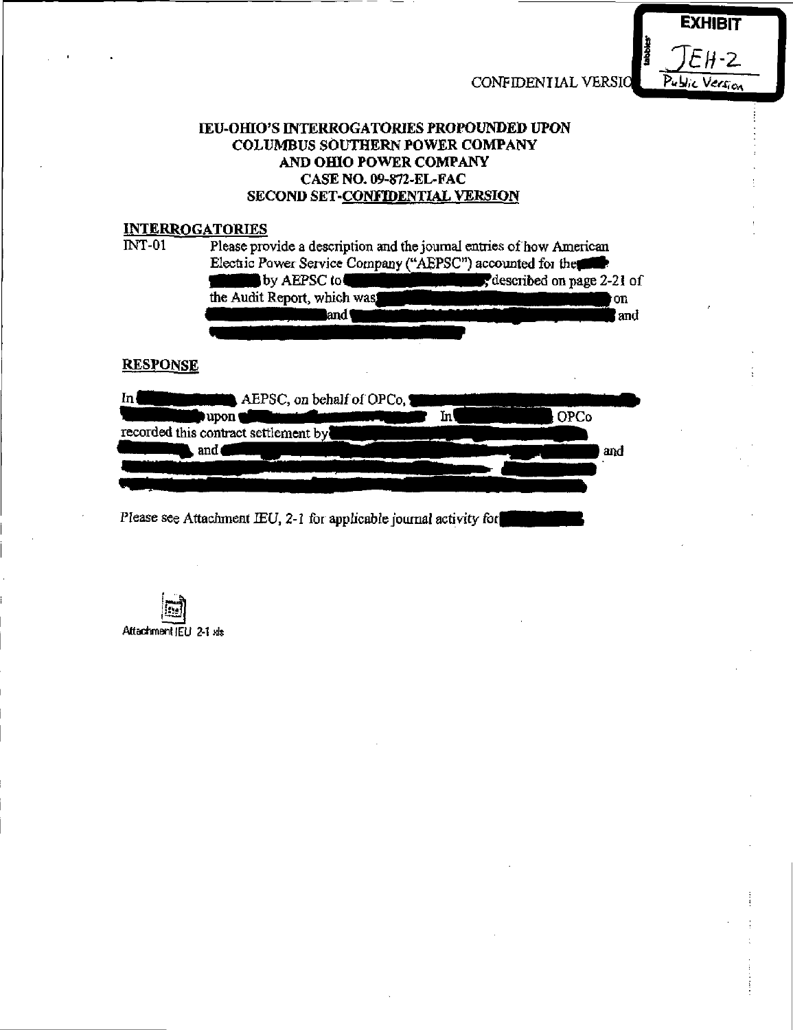EXHIBIT JEH-2 Public Version

CONFIDENTIAL VERSIO

**IEU-OHIO'S INTERROGATORIES PROPOUNDED UPON COLUMBUS SOUTHERN POWER COMPANY AND OHIO POWER COMPANY CASE NO. 09-872-EL-FAC SECOND SET-CONFIDENTIAL VERSION**

**INTERROGATORIES**

INT-01 Please provide a description and the journal entries of how American Electric Power Service Company ("AEPSC") accounted for the [REDACTED] by AEPSC to [REDACTED], described on page 2-21 of the Audit Report, which was [REDACTED] on [REDACTED] and [REDACTED] and [REDACTED]

**RESPONSE**

In [REDACTED] AEPSC, on behalf of OPCo, [REDACTED] upon [REDACTED] In [REDACTED] OPCo recorded this contract settlement by [REDACTED] and [REDACTED] and [REDACTED]

*Please see Attachment IEU, 2-1 for applicable journal activity for* [REDACTED]

Attachment IEU 2-1.xls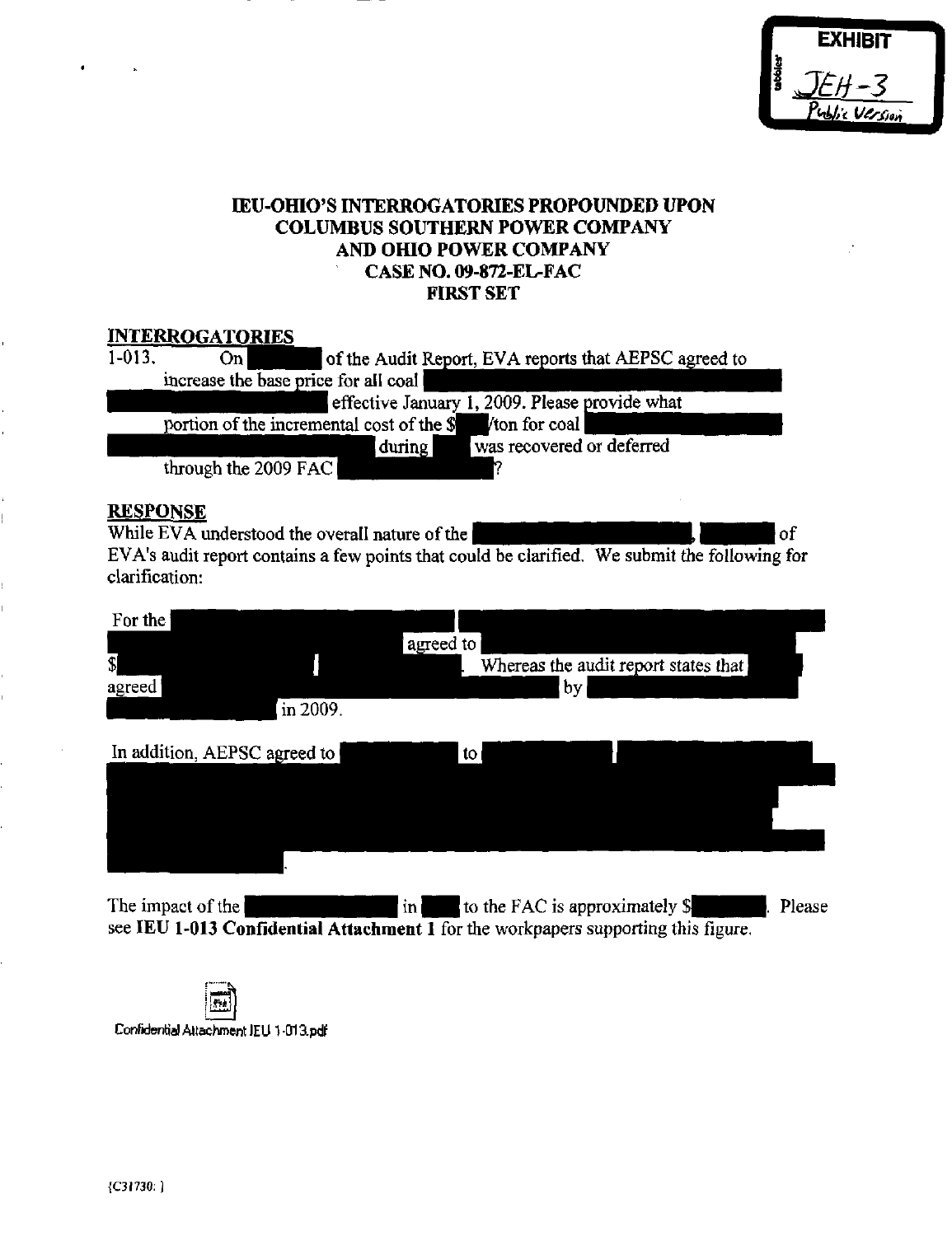EXHIBIT

JEH-3

Public Version

**IEU-OHIO'S INTERROGATORIES PROPOUNDED UPON COLUMBUS SOUTHERN POWER COMPANY AND OHIO POWER COMPANY CASE NO. 09-872-EL-FAC FIRST SET**

**INTERROGATORIES**

1-013. On [REDACTED] of the Audit Report, EVA reports that AEPSC agreed to increase the base price for all coal [REDACTED] effective January 1, 2009. Please provide what portion of the incremental cost of the $[REDACTED]/ton for coal [REDACTED] during [REDACTED] was recovered or deferred through the 2009 FAC [REDACTED]?

**RESPONSE**

While EVA understood the overall nature of the [REDACTED], [REDACTED] of EVA's audit report contains a few points that could be clarified. We submit the following for clarification:

For the [REDACTED] agreed to [REDACTED] $[REDACTED]. Whereas the audit report states that [REDACTED] agreed [REDACTED] by [REDACTED] in 2009.

In addition, AEPSC agreed to [REDACTED] to [REDACTED].

The impact of the [REDACTED] in [REDACTED] to the FAC is approximately $[REDACTED]. Please see **IEU 1-013 Confidential Attachment 1** for the workpapers supporting this figure.

Confidential Attachment IEU 1-013.pdf

{C31730: }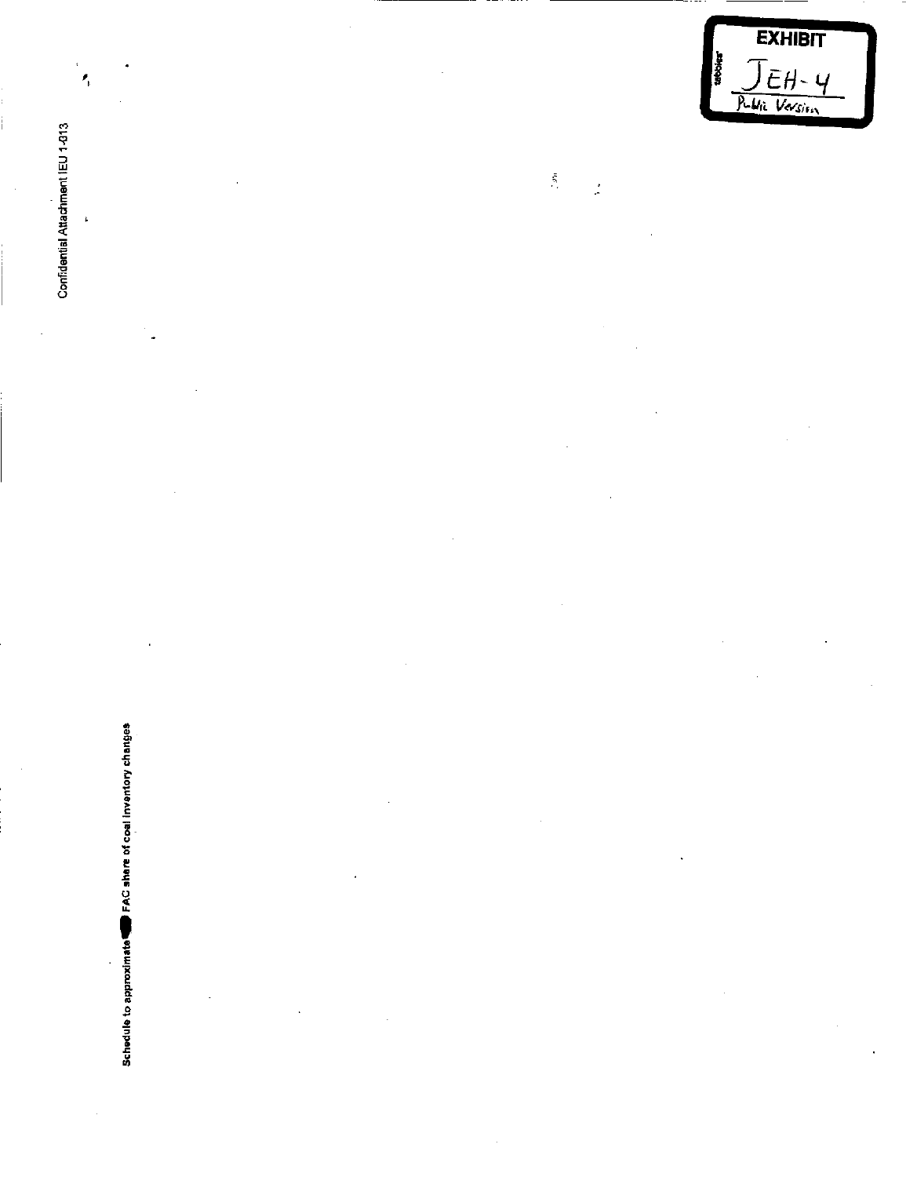EXHIBIT

JEH-4

Public Version

Confidential Attachment IEU 1-013

Schedule to approximate FAC share of coal inventory changes